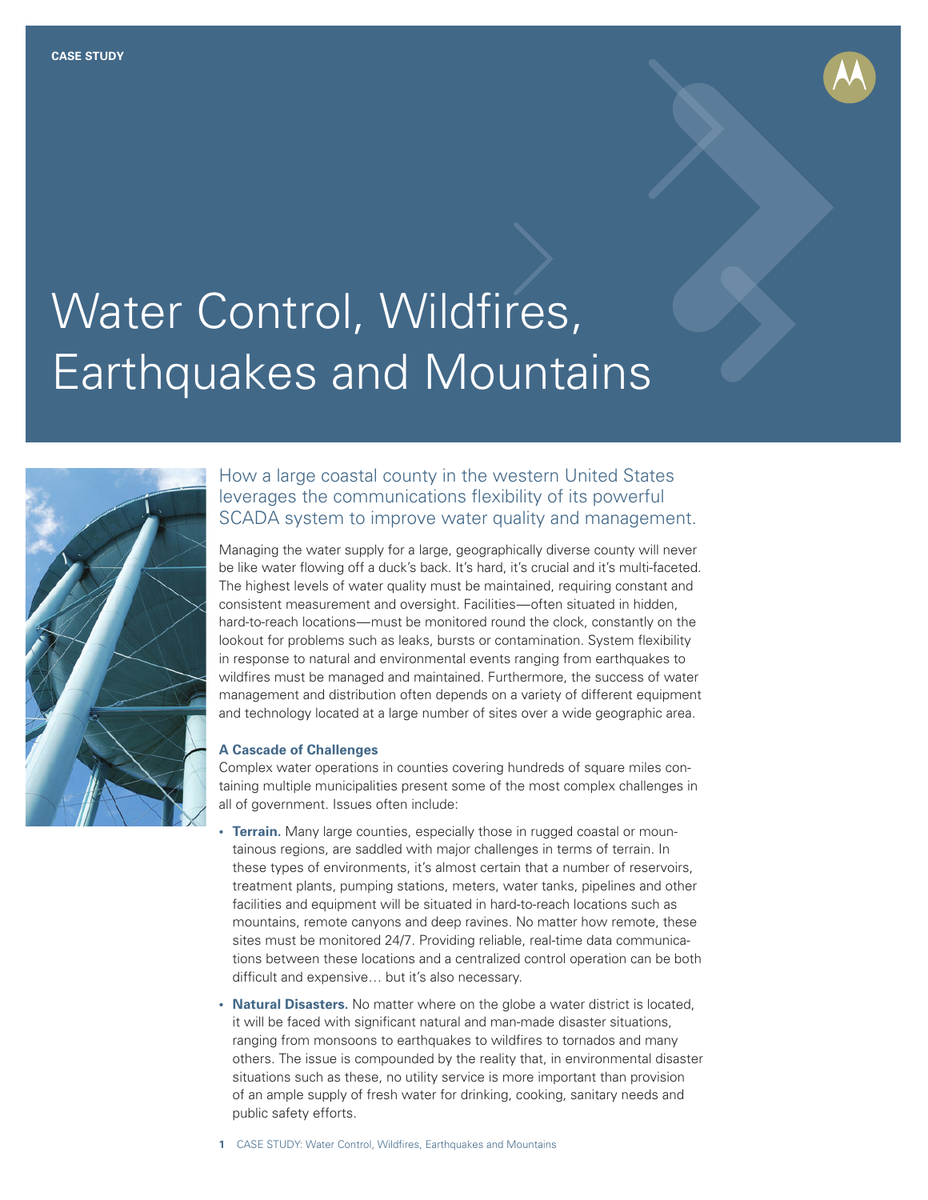CASE STUDY

# Water Control, Wildfires, Earthquakes and Mountains

## How a large coastal county in the western United States leverages the communications flexibility of its powerful SCADA system to improve water quality and management.

Managing the water supply for a large, geographically diverse county will never be like water flowing off a duck's back. It's hard, it's crucial and it's multi-faceted. The highest levels of water quality must be maintained, requiring constant and consistent measurement and oversight. Facilities—often situated in hidden, hard-to-reach locations—must be monitored round the clock, constantly on the lookout for problems such as leaks, bursts or contamination. System flexibility in response to natural and environmental events ranging from earthquakes to wildfires must be managed and maintained. Furthermore, the success of water management and distribution often depends on a variety of different equipment and technology located at a large number of sites over a wide geographic area.

### A Cascade of Challenges

Complex water operations in counties covering hundreds of square miles containing multiple municipalities present some of the most complex challenges in all of government. Issues often include:

- **Terrain.** Many large counties, especially those in rugged coastal or mountainous regions, are saddled with major challenges in terms of terrain. In these types of environments, it's almost certain that a number of reservoirs, treatment plants, pumping stations, meters, water tanks, pipelines and other facilities and equipment will be situated in hard-to-reach locations such as mountains, remote canyons and deep ravines. No matter how remote, these sites must be monitored 24/7. Providing reliable, real-time data communications between these locations and a centralized control operation can be both difficult and expensive… but it's also necessary.
- **Natural Disasters.** No matter where on the globe a water district is located, it will be faced with significant natural and man-made disaster situations, ranging from monsoons to earthquakes to wildfires to tornados and many others. The issue is compounded by the reality that, in environmental disaster situations such as these, no utility service is more important than provision of an ample supply of fresh water for drinking, cooking, sanitary needs and public safety efforts.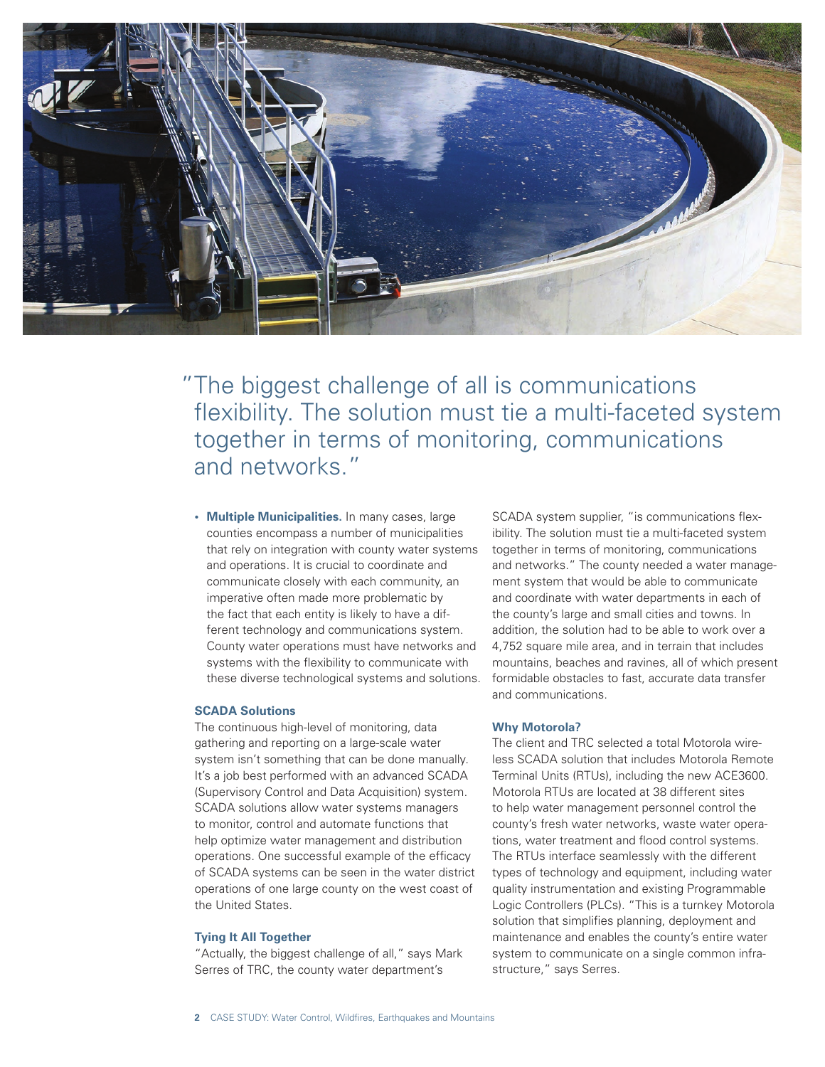"The biggest challenge of all is communications flexibility. The solution must tie a multi-faceted system together in terms of monitoring, communications and networks."

- **Multiple Municipalities.** In many cases, large counties encompass a number of municipalities that rely on integration with county water systems and operations. It is crucial to coordinate and communicate closely with each community, an imperative often made more problematic by the fact that each entity is likely to have a different technology and communications system. County water operations must have networks and systems with the flexibility to communicate with these diverse technological systems and solutions.

### SCADA Solutions

The continuous high-level of monitoring, data gathering and reporting on a large-scale water system isn't something that can be done manually. It's a job best performed with an advanced SCADA (Supervisory Control and Data Acquisition) system. SCADA solutions allow water systems managers to monitor, control and automate functions that help optimize water management and distribution operations. One successful example of the efficacy of SCADA systems can be seen in the water district operations of one large county on the west coast of the United States.

### Tying It All Together

"Actually, the biggest challenge of all," says Mark Serres of TRC, the county water department's SCADA system supplier, "is communications flexibility. The solution must tie a multi-faceted system together in terms of monitoring, communications and networks." The county needed a water management system that would be able to communicate and coordinate with water departments in each of the county's large and small cities and towns. In addition, the solution had to be able to work over a 4,752 square mile area, and in terrain that includes mountains, beaches and ravines, all of which present formidable obstacles to fast, accurate data transfer and communications.

### Why Motorola?

The client and TRC selected a total Motorola wireless SCADA solution that includes Motorola Remote Terminal Units (RTUs), including the new ACE3600. Motorola RTUs are located at 38 different sites to help water management personnel control the county's fresh water networks, waste water operations, water treatment and flood control systems. The RTUs interface seamlessly with the different types of technology and equipment, including water quality instrumentation and existing Programmable Logic Controllers (PLCs). "This is a turnkey Motorola solution that simplifies planning, deployment and maintenance and enables the county's entire water system to communicate on a single common infrastructure," says Serres.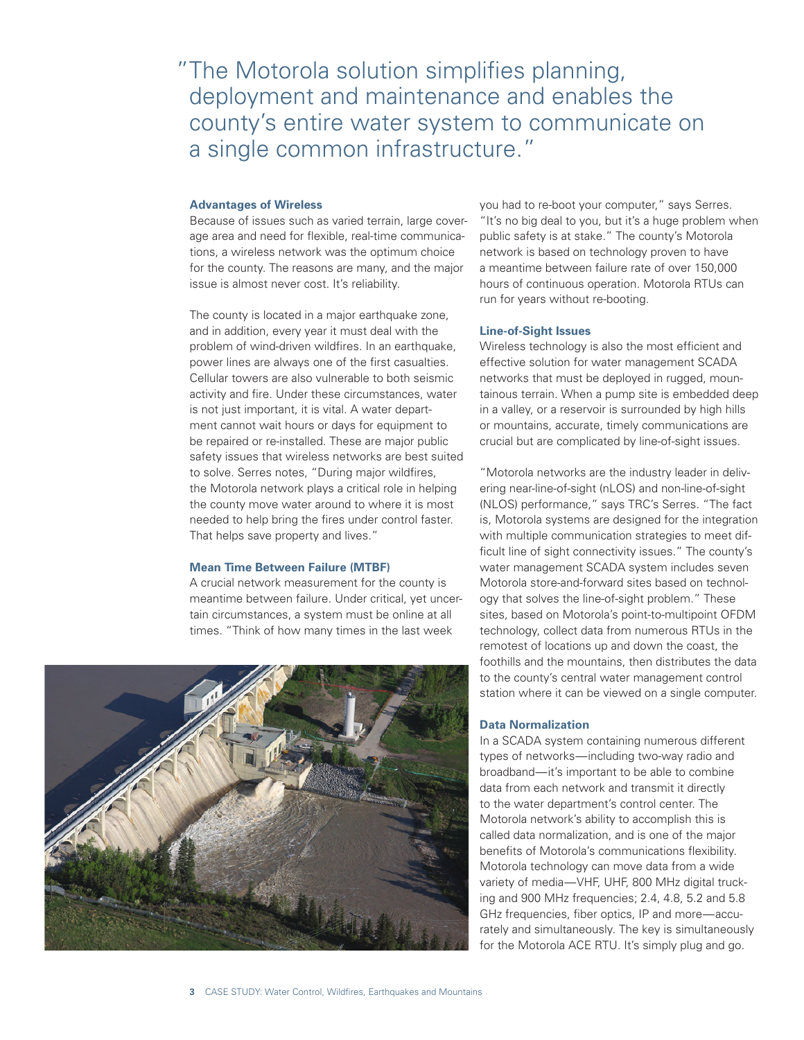"The Motorola solution simplifies planning, deployment and maintenance and enables the county's entire water system to communicate on a single common infrastructure."

### Advantages of Wireless

Because of issues such as varied terrain, large coverage area and need for flexible, real-time communications, a wireless network was the optimum choice for the county. The reasons are many, and the major issue is almost never cost. It's reliability.

The county is located in a major earthquake zone, and in addition, every year it must deal with the problem of wind-driven wildfires. In an earthquake, power lines are always one of the first casualties. Cellular towers are also vulnerable to both seismic activity and fire. Under these circumstances, water is not just important, it is vital. A water department cannot wait hours or days for equipment to be repaired or re-installed. These are major public safety issues that wireless networks are best suited to solve. Serres notes, "During major wildfires, the Motorola network plays a critical role in helping the county move water around to where it is most needed to help bring the fires under control faster. That helps save property and lives."

### Mean Time Between Failure (MTBF)

A crucial network measurement for the county is meantime between failure. Under critical, yet uncertain circumstances, a system must be online at all times. "Think of how many times in the last week you had to re-boot your computer," says Serres. "It's no big deal to you, but it's a huge problem when public safety is at stake." The county's Motorola network is based on technology proven to have a meantime between failure rate of over 150,000 hours of continuous operation. Motorola RTUs can run for years without re-booting.

### Line-of-Sight Issues

Wireless technology is also the most efficient and effective solution for water management SCADA networks that must be deployed in rugged, mountainous terrain. When a pump site is embedded deep in a valley, or a reservoir is surrounded by high hills or mountains, accurate, timely communications are crucial but are complicated by line-of-sight issues.

"Motorola networks are the industry leader in delivering near-line-of-sight (nLOS) and non-line-of-sight (NLOS) performance," says TRC's Serres. "The fact is, Motorola systems are designed for the integration with multiple communication strategies to meet difficult line of sight connectivity issues." The county's water management SCADA system includes seven Motorola store-and-forward sites based on technology that solves the line-of-sight problem." These sites, based on Motorola's point-to-multipoint OFDM technology, collect data from numerous RTUs in the remotest of locations up and down the coast, the foothills and the mountains, then distributes the data to the county's central water management control station where it can be viewed on a single computer.

### Data Normalization

In a SCADA system containing numerous different types of networks—including two-way radio and broadband—it's important to be able to combine data from each network and transmit it directly to the water department's control center. The Motorola network's ability to accomplish this is called data normalization, and is one of the major benefits of Motorola's communications flexibility. Motorola technology can move data from a wide variety of media—VHF, UHF, 800 MHz digital trucking and 900 MHz frequencies; 2.4, 4.8, 5.2 and 5.8 GHz frequencies, fiber optics, IP and more—accurately and simultaneously. The key is simultaneously for the Motorola ACE RTU. It's simply plug and go.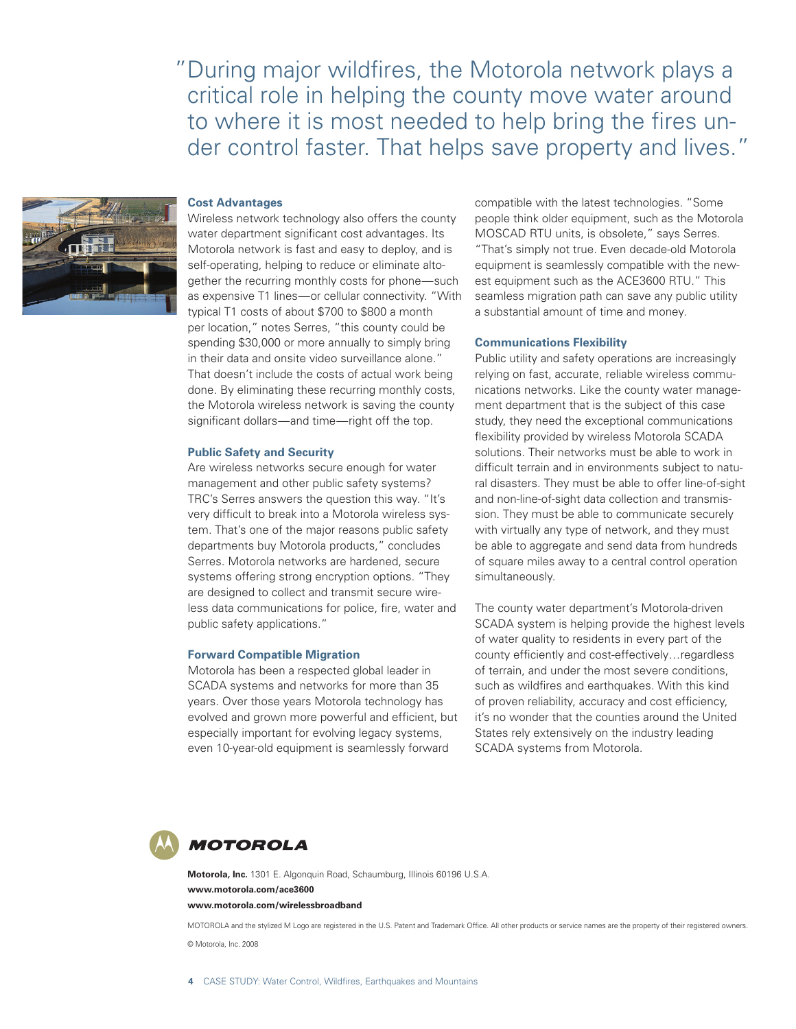"During major wildfires, the Motorola network plays a critical role in helping the county move water around to where it is most needed to help bring the fires under control faster. That helps save property and lives."

### Cost Advantages

Wireless network technology also offers the county water department significant cost advantages. Its Motorola network is fast and easy to deploy, and is self-operating, helping to reduce or eliminate altogether the recurring monthly costs for phone—such as expensive T1 lines—or cellular connectivity. "With typical T1 costs of about $700 to $800 a month per location," notes Serres, "this county could be spending $30,000 or more annually to simply bring in their data and onsite video surveillance alone." That doesn't include the costs of actual work being done. By eliminating these recurring monthly costs, the Motorola wireless network is saving the county significant dollars—and time—right off the top.

### Public Safety and Security

Are wireless networks secure enough for water management and other public safety systems? TRC's Serres answers the question this way. "It's very difficult to break into a Motorola wireless system. That's one of the major reasons public safety departments buy Motorola products," concludes Serres. Motorola networks are hardened, secure systems offering strong encryption options. "They are designed to collect and transmit secure wireless data communications for police, fire, water and public safety applications."

### Forward Compatible Migration

Motorola has been a respected global leader in SCADA systems and networks for more than 35 years. Over those years Motorola technology has evolved and grown more powerful and efficient, but especially important for evolving legacy systems, even 10-year-old equipment is seamlessly forward compatible with the latest technologies. "Some people think older equipment, such as the Motorola MOSCAD RTU units, is obsolete," says Serres. "That's simply not true. Even decade-old Motorola equipment is seamlessly compatible with the newest equipment such as the ACE3600 RTU." This seamless migration path can save any public utility a substantial amount of time and money.

### Communications Flexibility

Public utility and safety operations are increasingly relying on fast, accurate, reliable wireless communications networks. Like the county water management department that is the subject of this case study, they need the exceptional communications flexibility provided by wireless Motorola SCADA solutions. Their networks must be able to work in difficult terrain and in environments subject to natural disasters. They must be able to offer line-of-sight and non-line-of-sight data collection and transmission. They must be able to communicate securely with virtually any type of network, and they must be able to aggregate and send data from hundreds of square miles away to a central control operation simultaneously.

The county water department's Motorola-driven SCADA system is helping provide the highest levels of water quality to residents in every part of the county efficiently and cost-effectively…regardless of terrain, and under the most severe conditions, such as wildfires and earthquakes. With this kind of proven reliability, accuracy and cost efficiency, it's no wonder that the counties around the United States rely extensively on the industry leading SCADA systems from Motorola.

**MOTOROLA**

**Motorola, Inc.** 1301 E. Algonquin Road, Schaumburg, Illinois 60196 U.S.A.
**www.motorola.com/ace3600**
**www.motorola.com/wirelessbroadband**

MOTOROLA and the stylized M Logo are registered in the U.S. Patent and Trademark Office. All other products or service names are the property of their registered owners.

© Motorola, Inc. 2008